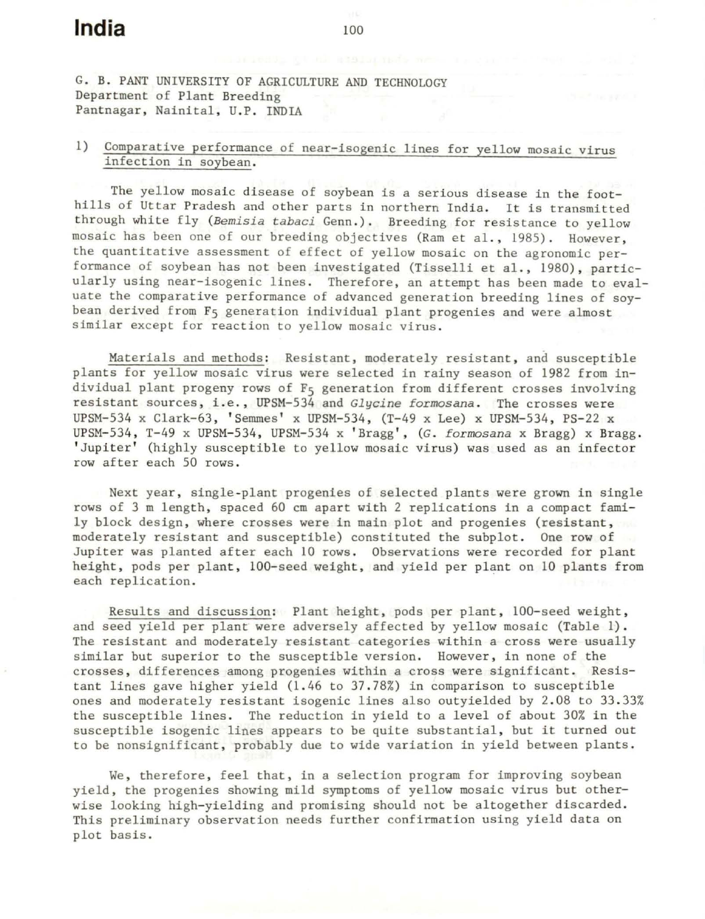# India

G. B. PANT UNIVERSITY OF AGRICULTURE AND TECHNOLOGY
Department of Plant Breeding
Pantnagar, Nainital, U.P. INDIA

## 1) Comparative performance of near-isogenic lines for yellow mosaic virus infection in soybean.

The yellow mosaic disease of soybean is a serious disease in the foothills of Uttar Pradesh and other parts in northern India. It is transmitted through white fly (*Bemisia tabaci* Genn.). Breeding for resistance to yellow mosaic has been one of our breeding objectives (Ram et al., 1985). However, the quantitative assessment of effect of yellow mosaic on the agronomic performance of soybean has not been investigated (Tisselli et al., 1980), particularly using near-isogenic lines. Therefore, an attempt has been made to evaluate the comparative performance of advanced generation breeding lines of soybean derived from $F_5$ generation individual plant progenies and were almost similar except for reaction to yellow mosaic virus.

Materials and methods: Resistant, moderately resistant, and susceptible plants for yellow mosaic virus were selected in rainy season of 1982 from individual plant progeny rows of $F_5$ generation from different crosses involving resistant sources, i.e., UPSM-534 and *Glycine formosana*. The crosses were UPSM-534 x Clark-63, 'Semmes' x UPSM-534, (T-49 x Lee) x UPSM-534, PS-22 x UPSM-534, T-49 x UPSM-534, UPSM-534 x 'Bragg', (*G. formosana* x Bragg) x Bragg. 'Jupiter' (highly susceptible to yellow mosaic virus) was used as an infector row after each 50 rows.

Next year, single-plant progenies of selected plants were grown in single rows of 3 m length, spaced 60 cm apart with 2 replications in a compact family block design, where crosses were in main plot and progenies (resistant, moderately resistant and susceptible) constituted the subplot. One row of Jupiter was planted after each 10 rows. Observations were recorded for plant height, pods per plant, 100-seed weight, and yield per plant on 10 plants from each replication.

Results and discussion: Plant height, pods per plant, 100-seed weight, and seed yield per plant were adversely affected by yellow mosaic (Table 1). The resistant and moderately resistant categories within a cross were usually similar but superior to the susceptible version. However, in none of the crosses, differences among progenies within a cross were significant. Resistant lines gave higher yield (1.46 to 37.78%) in comparison to susceptible ones and moderately resistant isogenic lines also outyielded by 2.08 to 33.33% the susceptible lines. The reduction in yield to a level of about 30% in the susceptible isogenic lines appears to be quite substantial, but it turned out to be nonsignificant, probably due to wide variation in yield between plants.

We, therefore, feel that, in a selection program for improving soybean yield, the progenies showing mild symptoms of yellow mosaic virus but otherwise looking high-yielding and promising should not be altogether discarded. This preliminary observation needs further confirmation using yield data on plot basis.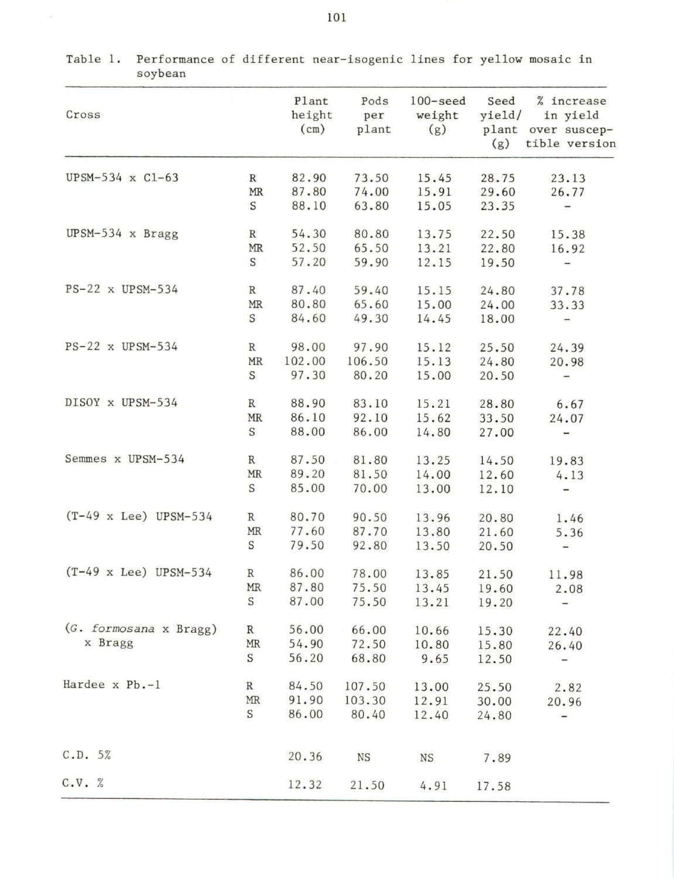Table 1. Performance of different near-isogenic lines for yellow mosaic in soybean

| Cross | | Plant height (cm) | Pods per plant | 100-seed weight (g) | Seed yield/ plant (g) | % increase in yield over susceptible version |
|---|---|---|---|---|---|---|
| UPSM-534 x C1-63 | R | 82.90 | 73.50 | 15.45 | 28.75 | 23.13 |
| | MR | 87.80 | 74.00 | 15.91 | 29.60 | 26.77 |
| | S | 88.10 | 63.80 | 15.05 | 23.35 | - |
| UPSM-534 x Bragg | R | 54.30 | 80.80 | 13.75 | 22.50 | 15.38 |
| | MR | 52.50 | 65.50 | 13.21 | 22.80 | 16.92 |
| | S | 57.20 | 59.90 | 12.15 | 19.50 | - |
| PS-22 x UPSM-534 | R | 87.40 | 59.40 | 15.15 | 24.80 | 37.78 |
| | MR | 80.80 | 65.60 | 15.00 | 24.00 | 33.33 |
| | S | 84.60 | 49.30 | 14.45 | 18.00 | - |
| PS-22 x UPSM-534 | R | 98.00 | 97.90 | 15.12 | 25.50 | 24.39 |
| | MR | 102.00 | 106.50 | 15.13 | 24.80 | 20.98 |
| | S | 97.30 | 80.20 | 15.00 | 20.50 | - |
| DISOY x UPSM-534 | R | 88.90 | 83.10 | 15.21 | 28.80 | 6.67 |
| | MR | 86.10 | 92.10 | 15.62 | 33.50 | 24.07 |
| | S | 88.00 | 86.00 | 14.80 | 27.00 | - |
| Semmes x UPSM-534 | R | 87.50 | 81.80 | 13.25 | 14.50 | 19.83 |
| | MR | 89.20 | 81.50 | 14.00 | 12.60 | 4.13 |
| | S | 85.00 | 70.00 | 13.00 | 12.10 | - |
| (T-49 x Lee) UPSM-534 | R | 80.70 | 90.50 | 13.96 | 20.80 | 1.46 |
| | MR | 77.60 | 87.70 | 13.80 | 21.60 | 5.36 |
| | S | 79.50 | 92.80 | 13.50 | 20.50 | - |
| (T-49 x Lee) UPSM-534 | R | 86.00 | 78.00 | 13.85 | 21.50 | 11.98 |
| | MR | 87.80 | 75.50 | 13.45 | 19.60 | 2.08 |
| | S | 87.00 | 75.50 | 13.21 | 19.20 | - |
| (*G. formosana* x Bragg) x Bragg | R | 56.00 | 66.00 | 10.66 | 15.30 | 22.40 |
| | MR | 54.90 | 72.50 | 10.80 | 15.80 | 26.40 |
| | S | 56.20 | 68.80 | 9.65 | 12.50 | - |
| Hardee x Pb.-1 | R | 84.50 | 107.50 | 13.00 | 25.50 | 2.82 |
| | MR | 91.90 | 103.30 | 12.91 | 30.00 | 20.96 |
| | S | 86.00 | 80.40 | 12.40 | 24.80 | - |
| C.D. 5% | | 20.36 | NS | NS | 7.89 | |
| C.V. % | | 12.32 | 21.50 | 4.91 | 17.58 | |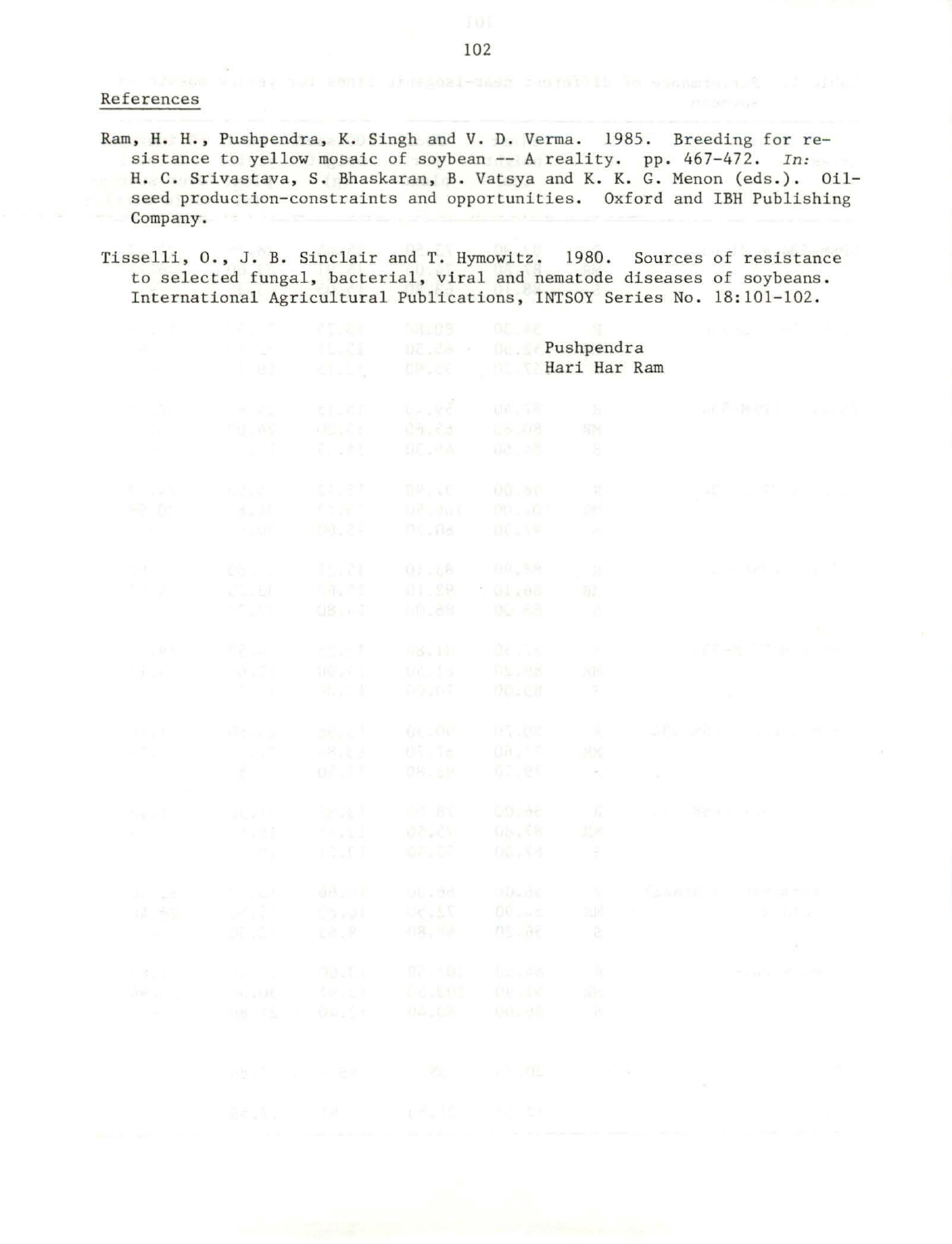## References

Ram, H. H., Pushpendra, K. Singh and V. D. Verma. 1985. Breeding for resistance to yellow mosaic of soybean -- A reality. pp. 467-472. *In:* H. C. Srivastava, S. Bhaskaran, B. Vatsya and K. K. G. Menon (eds.). Oilseed production-constraints and opportunities. Oxford and IBH Publishing Company.

Tisselli, O., J. B. Sinclair and T. Hymowitz. 1980. Sources of resistance to selected fungal, bacterial, viral and nematode diseases of soybeans. International Agricultural Publications, INTSOY Series No. 18:101-102.

Pushpendra
Hari Har Ram